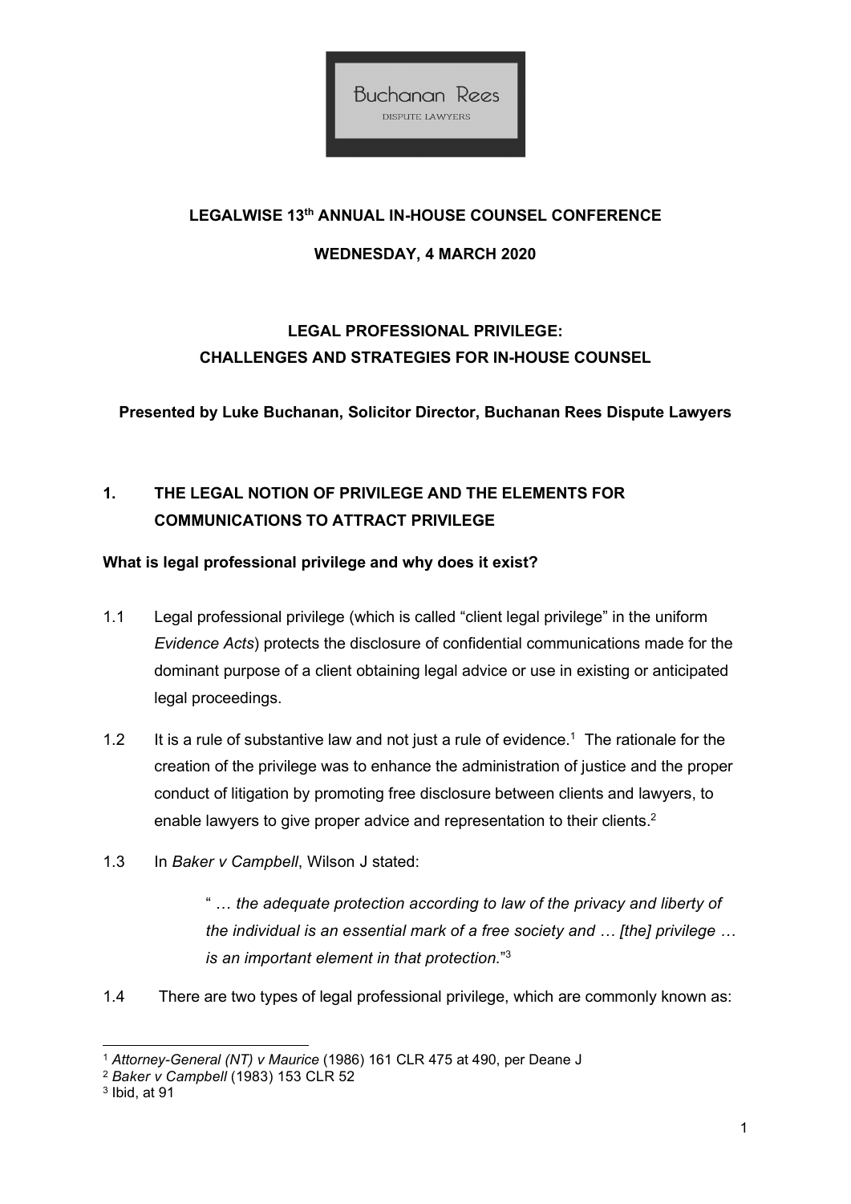Buchanan Rees
DISPUTE LAWYERS

**LEGALWISE 13th ANNUAL IN-HOUSE COUNSEL CONFERENCE**

**WEDNESDAY, 4 MARCH 2020**

# LEGAL PROFESSIONAL PRIVILEGE: CHALLENGES AND STRATEGIES FOR IN-HOUSE COUNSEL

**Presented by Luke Buchanan, Solicitor Director, Buchanan Rees Dispute Lawyers**

## 1. THE LEGAL NOTION OF PRIVILEGE AND THE ELEMENTS FOR COMMUNICATIONS TO ATTRACT PRIVILEGE

### What is legal professional privilege and why does it exist?

1.1 Legal professional privilege (which is called "client legal privilege" in the uniform *Evidence Acts*) protects the disclosure of confidential communications made for the dominant purpose of a client obtaining legal advice or use in existing or anticipated legal proceedings.

1.2 It is a rule of substantive law and not just a rule of evidence.[1] The rationale for the creation of the privilege was to enhance the administration of justice and the proper conduct of litigation by promoting free disclosure between clients and lawyers, to enable lawyers to give proper advice and representation to their clients.[2]

1.3 In *Baker v Campbell*, Wilson J stated:

> " … *the adequate protection according to law of the privacy and liberty of the individual is an essential mark of a free society and … [the] privilege … is an important element in that protection.*"[3]

1.4 There are two types of legal professional privilege, which are commonly known as:

---

[1] *Attorney-General (NT) v Maurice* (1986) 161 CLR 475 at 490, per Deane J

[2] *Baker v Campbell* (1983) 153 CLR 52

[3] Ibid, at 91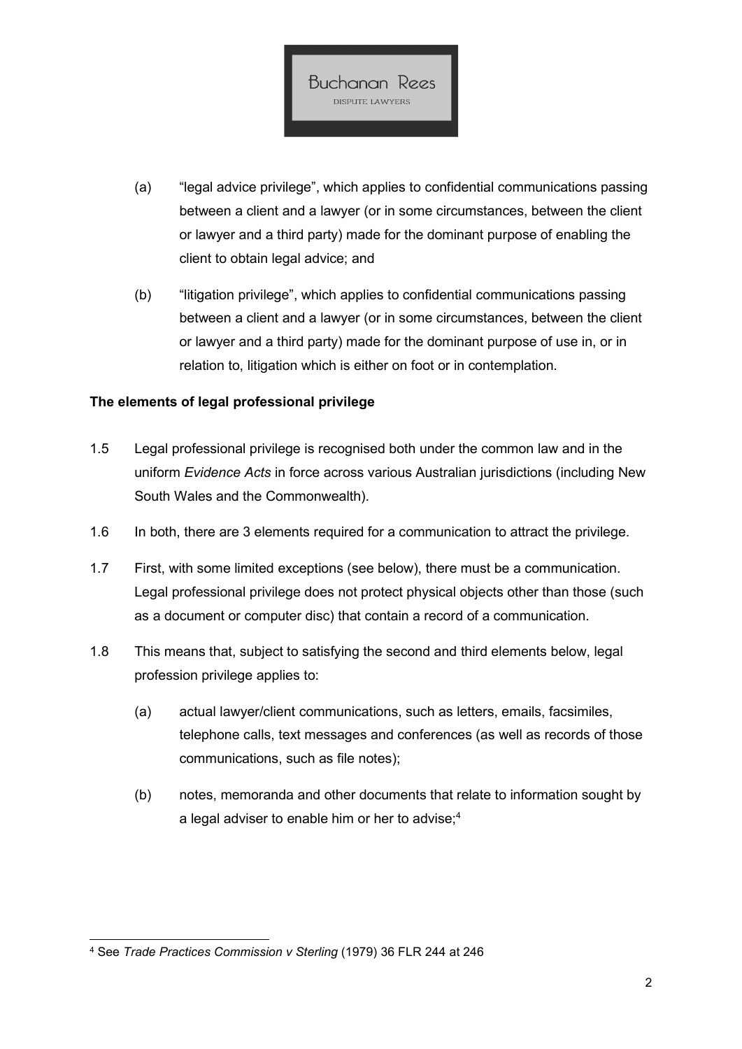(a) "legal advice privilege", which applies to confidential communications passing between a client and a lawyer (or in some circumstances, between the client or lawyer and a third party) made for the dominant purpose of enabling the client to obtain legal advice; and

(b) "litigation privilege", which applies to confidential communications passing between a client and a lawyer (or in some circumstances, between the client or lawyer and a third party) made for the dominant purpose of use in, or in relation to, litigation which is either on foot or in contemplation.

**The elements of legal professional privilege**

1.5 Legal professional privilege is recognised both under the common law and in the uniform *Evidence Acts* in force across various Australian jurisdictions (including New South Wales and the Commonwealth).

1.6 In both, there are 3 elements required for a communication to attract the privilege.

1.7 First, with some limited exceptions (see below), there must be a communication. Legal professional privilege does not protect physical objects other than those (such as a document or computer disc) that contain a record of a communication.

1.8 This means that, subject to satisfying the second and third elements below, legal profession privilege applies to:

(a) actual lawyer/client communications, such as letters, emails, facsimiles, telephone calls, text messages and conferences (as well as records of those communications, such as file notes);

(b) notes, memoranda and other documents that relate to information sought by a legal adviser to enable him or her to advise;[4]

---

[4] See *Trade Practices Commission v Sterling* (1979) 36 FLR 244 at 246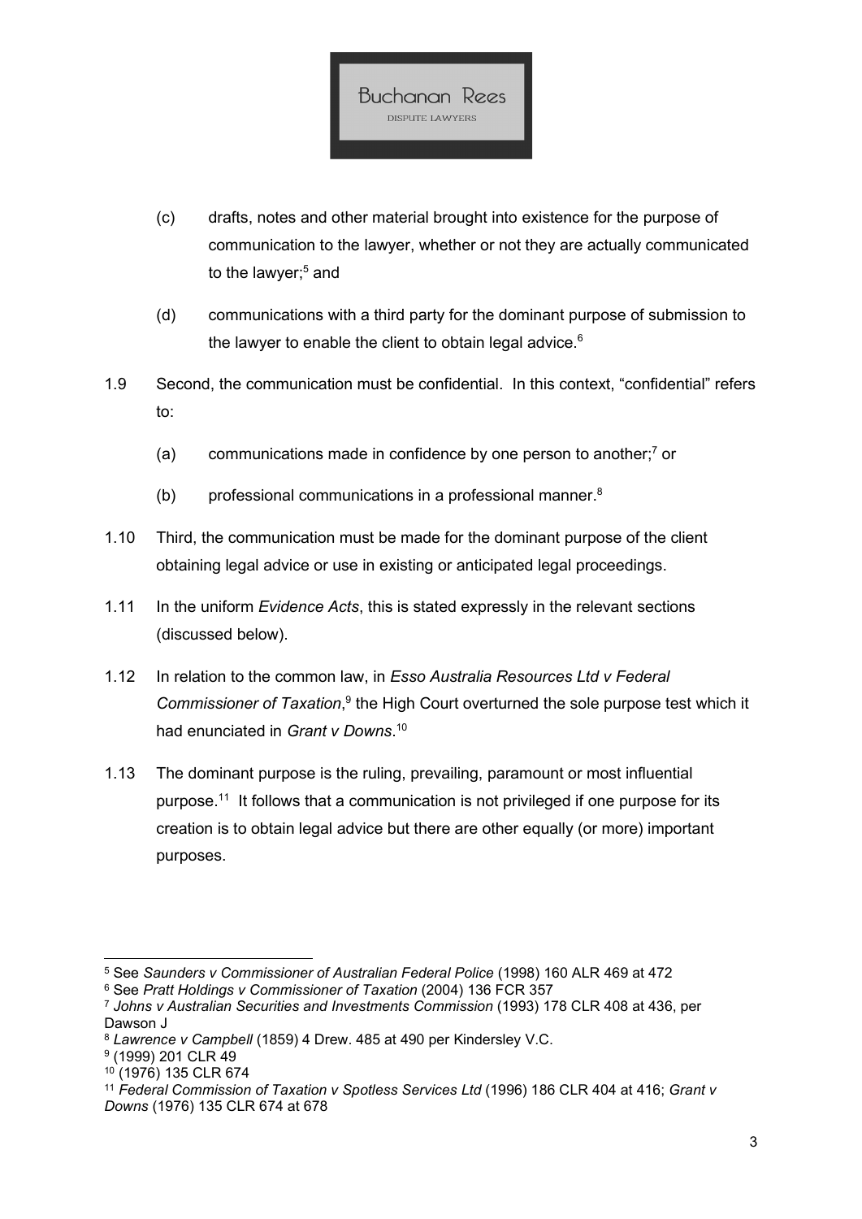(c) drafts, notes and other material brought into existence for the purpose of communication to the lawyer, whether or not they are actually communicated to the lawyer;[5] and

(d) communications with a third party for the dominant purpose of submission to the lawyer to enable the client to obtain legal advice.[6]

1.9 Second, the communication must be confidential. In this context, "confidential" refers to:

(a) communications made in confidence by one person to another;[7] or

(b) professional communications in a professional manner.[8]

1.10 Third, the communication must be made for the dominant purpose of the client obtaining legal advice or use in existing or anticipated legal proceedings.

1.11 In the uniform *Evidence Acts*, this is stated expressly in the relevant sections (discussed below).

1.12 In relation to the common law, in *Esso Australia Resources Ltd v Federal Commissioner of Taxation*,[9] the High Court overturned the sole purpose test which it had enunciated in *Grant v Downs*.[10]

1.13 The dominant purpose is the ruling, prevailing, paramount or most influential purpose.[11] It follows that a communication is not privileged if one purpose for its creation is to obtain legal advice but there are other equally (or more) important purposes.

---

[5] See *Saunders v Commissioner of Australian Federal Police* (1998) 160 ALR 469 at 472

[6] See *Pratt Holdings v Commissioner of Taxation* (2004) 136 FCR 357

[7] *Johns v Australian Securities and Investments Commission* (1993) 178 CLR 408 at 436, per Dawson J

[8] *Lawrence v Campbell* (1859) 4 Drew. 485 at 490 per Kindersley V.C.

[9] (1999) 201 CLR 49

[10] (1976) 135 CLR 674

[11] *Federal Commission of Taxation v Spotless Services Ltd* (1996) 186 CLR 404 at 416; *Grant v Downs* (1976) 135 CLR 674 at 678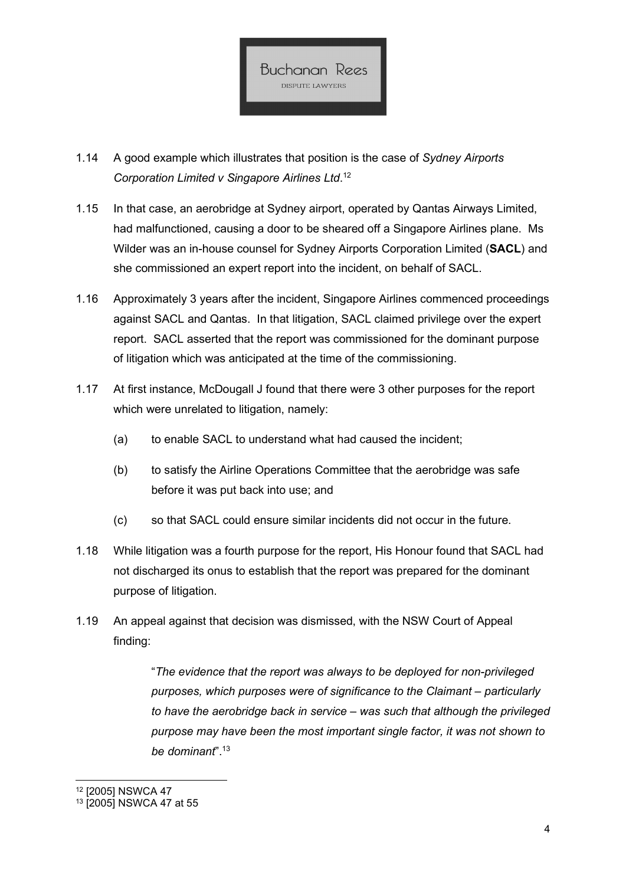1.14 A good example which illustrates that position is the case of *Sydney Airports Corporation Limited v Singapore Airlines Ltd*.[12]

1.15 In that case, an aerobridge at Sydney airport, operated by Qantas Airways Limited, had malfunctioned, causing a door to be sheared off a Singapore Airlines plane. Ms Wilder was an in-house counsel for Sydney Airports Corporation Limited (**SACL**) and she commissioned an expert report into the incident, on behalf of SACL.

1.16 Approximately 3 years after the incident, Singapore Airlines commenced proceedings against SACL and Qantas. In that litigation, SACL claimed privilege over the expert report. SACL asserted that the report was commissioned for the dominant purpose of litigation which was anticipated at the time of the commissioning.

1.17 At first instance, McDougall J found that there were 3 other purposes for the report which were unrelated to litigation, namely:

(a) to enable SACL to understand what had caused the incident;

(b) to satisfy the Airline Operations Committee that the aerobridge was safe before it was put back into use; and

(c) so that SACL could ensure similar incidents did not occur in the future.

1.18 While litigation was a fourth purpose for the report, His Honour found that SACL had not discharged its onus to establish that the report was prepared for the dominant purpose of litigation.

1.19 An appeal against that decision was dismissed, with the NSW Court of Appeal finding:

> "*The evidence that the report was always to be deployed for non-privileged purposes, which purposes were of significance to the Claimant – particularly to have the aerobridge back in service – was such that although the privileged purpose may have been the most important single factor, it was not shown to be dominant*".[13]

---

[12] [2005] NSWCA 47

[13] [2005] NSWCA 47 at 55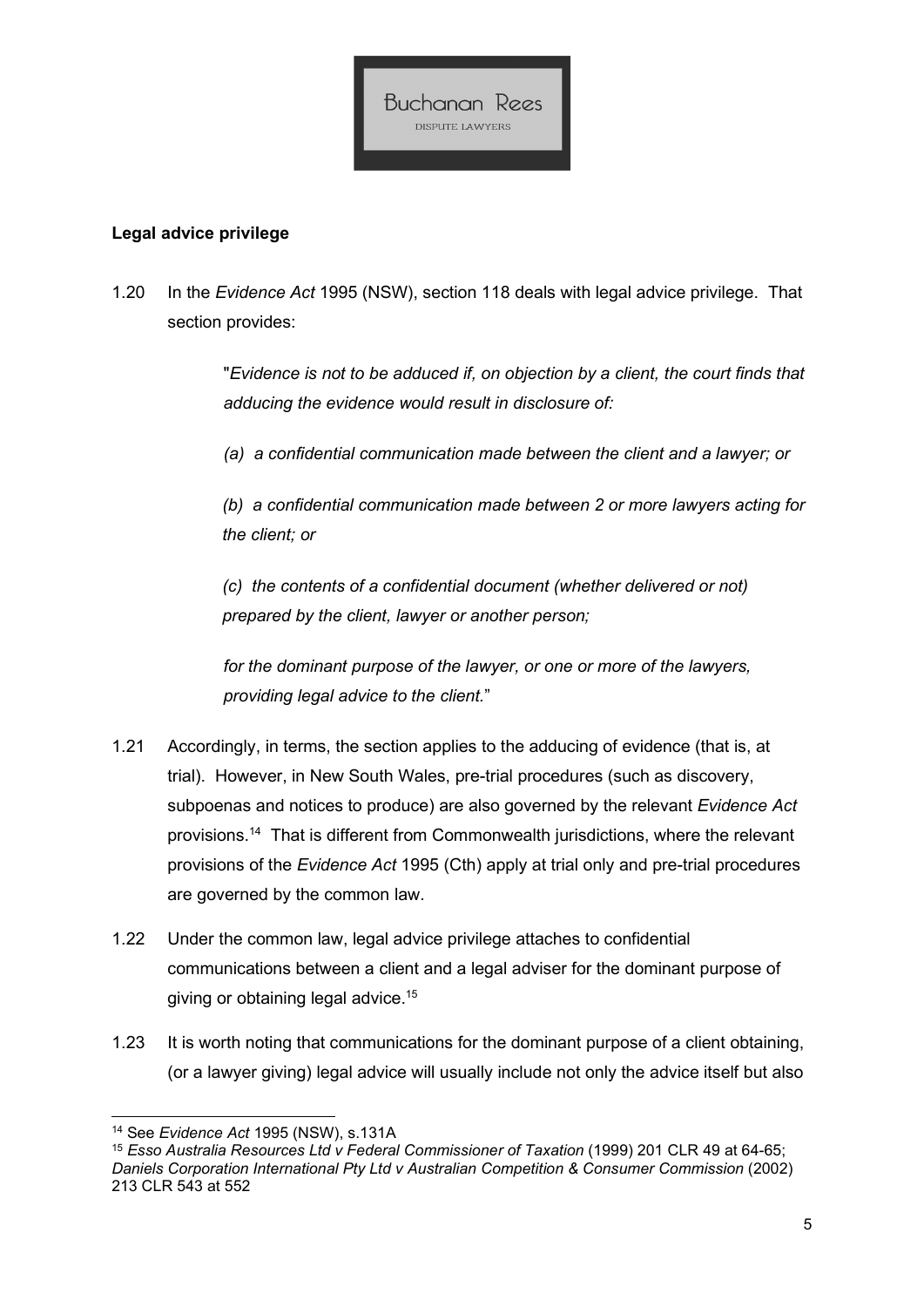**Legal advice privilege**

1.20 In the *Evidence Act* 1995 (NSW), section 118 deals with legal advice privilege. That section provides:

> "*Evidence is not to be adduced if, on objection by a client, the court finds that adducing the evidence would result in disclosure of:*
>
> *(a) a confidential communication made between the client and a lawyer; or*
>
> *(b) a confidential communication made between 2 or more lawyers acting for the client; or*
>
> *(c) the contents of a confidential document (whether delivered or not) prepared by the client, lawyer or another person;*
>
> *for the dominant purpose of the lawyer, or one or more of the lawyers, providing legal advice to the client.*"

1.21 Accordingly, in terms, the section applies to the adducing of evidence (that is, at trial). However, in New South Wales, pre-trial procedures (such as discovery, subpoenas and notices to produce) are also governed by the relevant *Evidence Act* provisions.[14] That is different from Commonwealth jurisdictions, where the relevant provisions of the *Evidence Act* 1995 (Cth) apply at trial only and pre-trial procedures are governed by the common law.

1.22 Under the common law, legal advice privilege attaches to confidential communications between a client and a legal adviser for the dominant purpose of giving or obtaining legal advice.[15]

1.23 It is worth noting that communications for the dominant purpose of a client obtaining, (or a lawyer giving) legal advice will usually include not only the advice itself but also

---

[14] See *Evidence Act* 1995 (NSW), s.131A

[15] *Esso Australia Resources Ltd v Federal Commissioner of Taxation* (1999) 201 CLR 49 at 64-65; *Daniels Corporation International Pty Ltd v Australian Competition & Consumer Commission* (2002) 213 CLR 543 at 552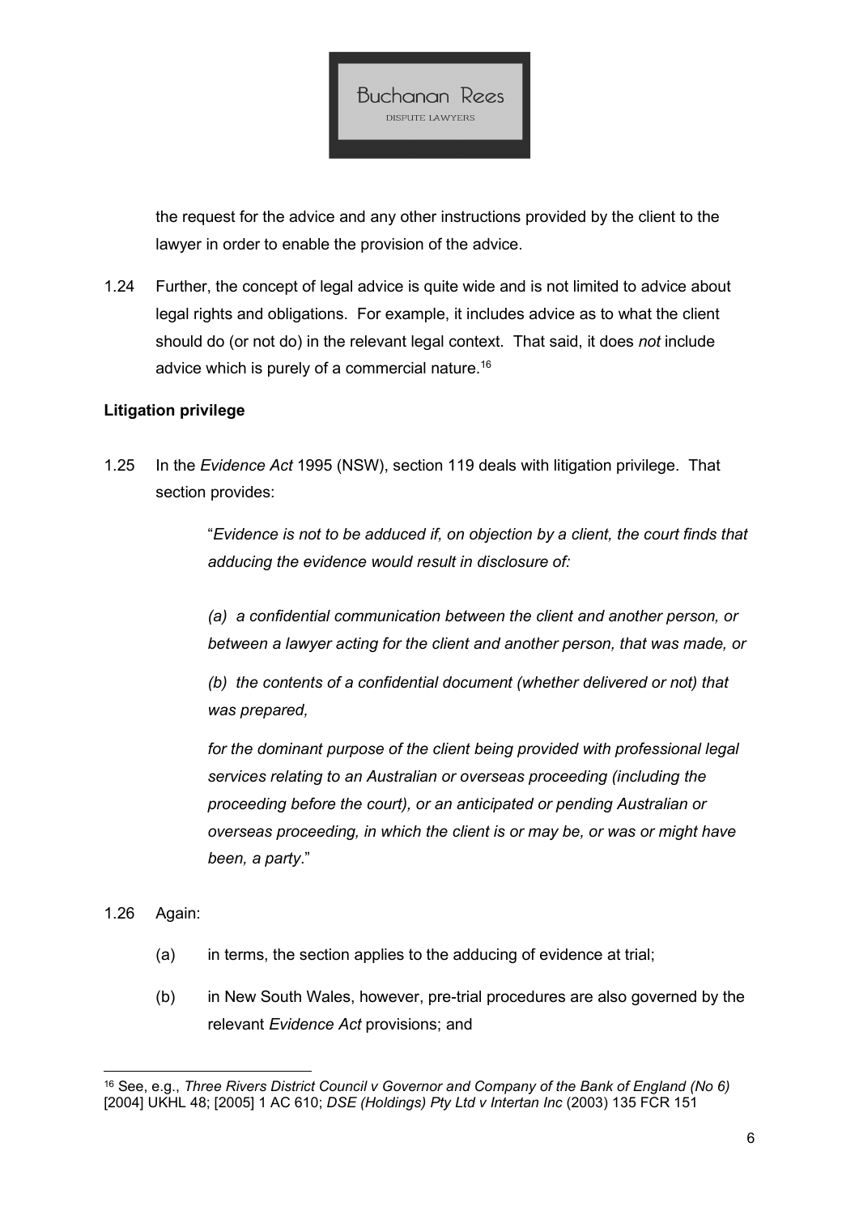the request for the advice and any other instructions provided by the client to the lawyer in order to enable the provision of the advice.

1.24 Further, the concept of legal advice is quite wide and is not limited to advice about legal rights and obligations. For example, it includes advice as to what the client should do (or not do) in the relevant legal context. That said, it does *not* include advice which is purely of a commercial nature.[16]

**Litigation privilege**

1.25 In the *Evidence Act* 1995 (NSW), section 119 deals with litigation privilege. That section provides:

> "*Evidence is not to be adduced if, on objection by a client, the court finds that adducing the evidence would result in disclosure of:*
>
> *(a) a confidential communication between the client and another person, or between a lawyer acting for the client and another person, that was made, or*
>
> *(b) the contents of a confidential document (whether delivered or not) that was prepared,*
>
> *for the dominant purpose of the client being provided with professional legal services relating to an Australian or overseas proceeding (including the proceeding before the court), or an anticipated or pending Australian or overseas proceeding, in which the client is or may be, or was or might have been, a party*."

1.26 Again:

(a) in terms, the section applies to the adducing of evidence at trial;

(b) in New South Wales, however, pre-trial procedures are also governed by the relevant *Evidence Act* provisions; and

---

[16] See, e.g., *Three Rivers District Council v Governor and Company of the Bank of England (No 6)* [2004] UKHL 48; [2005] 1 AC 610; *DSE (Holdings) Pty Ltd v Intertan Inc* (2003) 135 FCR 151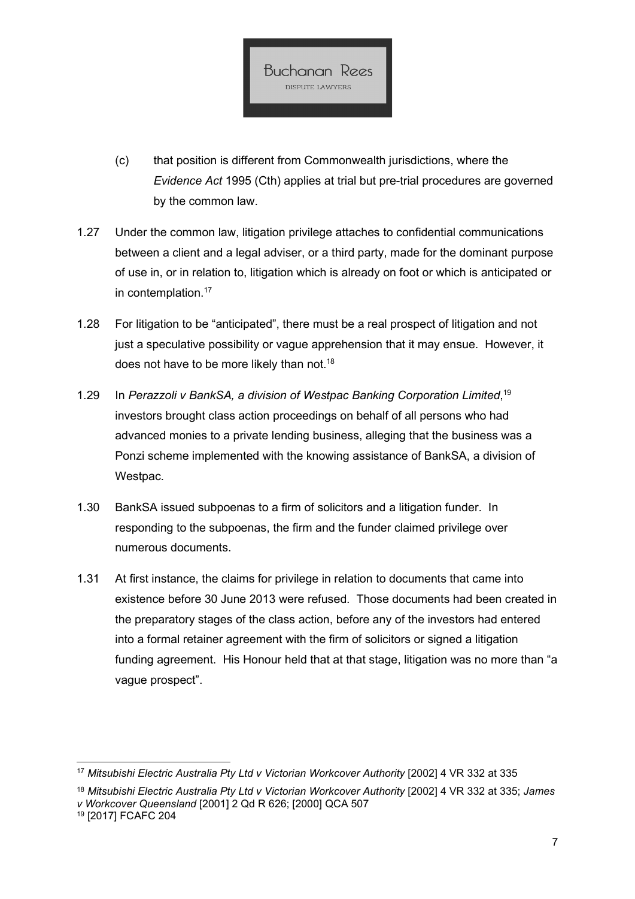(c) that position is different from Commonwealth jurisdictions, where the *Evidence Act* 1995 (Cth) applies at trial but pre-trial procedures are governed by the common law.

1.27 Under the common law, litigation privilege attaches to confidential communications between a client and a legal adviser, or a third party, made for the dominant purpose of use in, or in relation to, litigation which is already on foot or which is anticipated or in contemplation.[17]

1.28 For litigation to be "anticipated", there must be a real prospect of litigation and not just a speculative possibility or vague apprehension that it may ensue. However, it does not have to be more likely than not.[18]

1.29 In *Perazzoli v BankSA, a division of Westpac Banking Corporation Limited*,[19] investors brought class action proceedings on behalf of all persons who had advanced monies to a private lending business, alleging that the business was a Ponzi scheme implemented with the knowing assistance of BankSA, a division of Westpac.

1.30 BankSA issued subpoenas to a firm of solicitors and a litigation funder. In responding to the subpoenas, the firm and the funder claimed privilege over numerous documents.

1.31 At first instance, the claims for privilege in relation to documents that came into existence before 30 June 2013 were refused. Those documents had been created in the preparatory stages of the class action, before any of the investors had entered into a formal retainer agreement with the firm of solicitors or signed a litigation funding agreement. His Honour held that at that stage, litigation was no more than "a vague prospect".

---

[17] *Mitsubishi Electric Australia Pty Ltd v Victorian Workcover Authority* [2002] 4 VR 332 at 335

[18] *Mitsubishi Electric Australia Pty Ltd v Victorian Workcover Authority* [2002] 4 VR 332 at 335; *James v Workcover Queensland* [2001] 2 Qd R 626; [2000] QCA 507

[19] [2017] FCAFC 204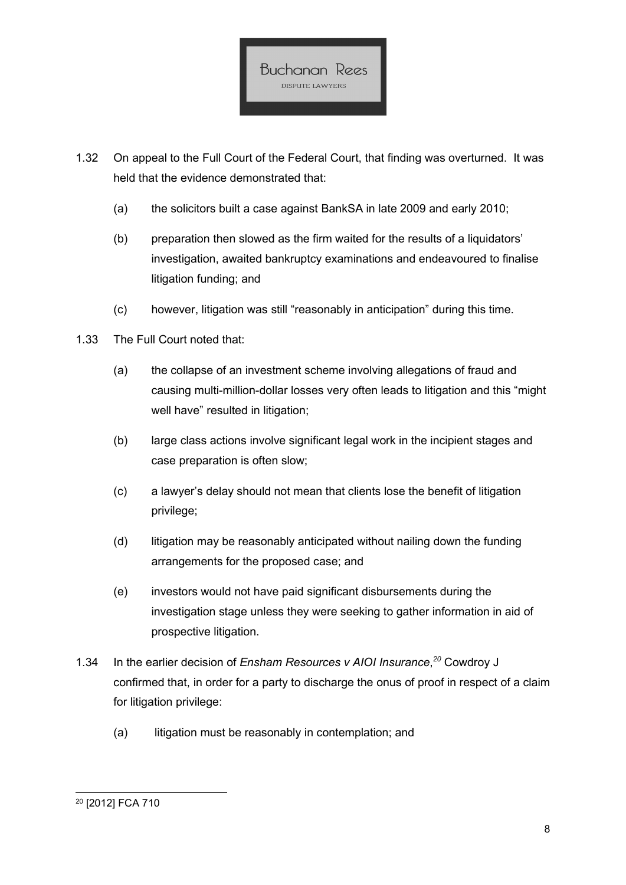1.32 On appeal to the Full Court of the Federal Court, that finding was overturned. It was held that the evidence demonstrated that:

   (a) the solicitors built a case against BankSA in late 2009 and early 2010;

   (b) preparation then slowed as the firm waited for the results of a liquidators' investigation, awaited bankruptcy examinations and endeavoured to finalise litigation funding; and

   (c) however, litigation was still "reasonably in anticipation" during this time.

1.33 The Full Court noted that:

   (a) the collapse of an investment scheme involving allegations of fraud and causing multi-million-dollar losses very often leads to litigation and this "might well have" resulted in litigation;

   (b) large class actions involve significant legal work in the incipient stages and case preparation is often slow;

   (c) a lawyer's delay should not mean that clients lose the benefit of litigation privilege;

   (d) litigation may be reasonably anticipated without nailing down the funding arrangements for the proposed case; and

   (e) investors would not have paid significant disbursements during the investigation stage unless they were seeking to gather information in aid of prospective litigation.

1.34 In the earlier decision of *Ensham Resources v AIOI Insurance*,[20] Cowdroy J confirmed that, in order for a party to discharge the onus of proof in respect of a claim for litigation privilege:

   (a) litigation must be reasonably in contemplation; and

---

[20] [2012] FCA 710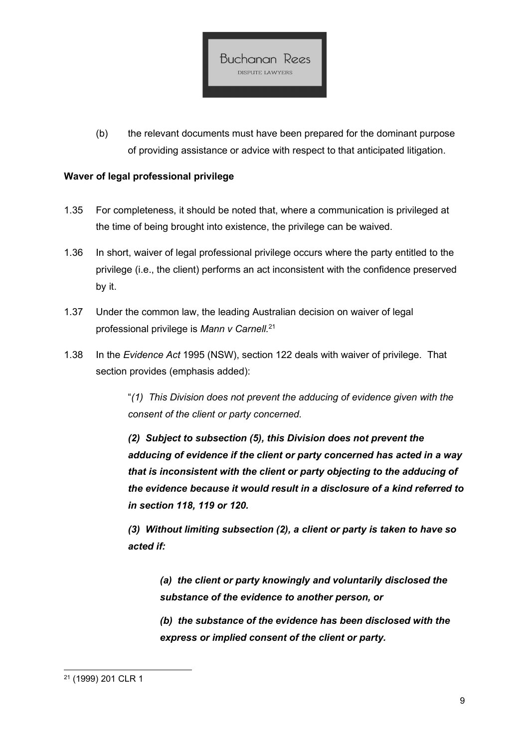(b) the relevant documents must have been prepared for the dominant purpose of providing assistance or advice with respect to that anticipated litigation.

**Waver of legal professional privilege**

1.35 For completeness, it should be noted that, where a communication is privileged at the time of being brought into existence, the privilege can be waived.

1.36 In short, waiver of legal professional privilege occurs where the party entitled to the privilege (i.e., the client) performs an act inconsistent with the confidence preserved by it.

1.37 Under the common law, the leading Australian decision on waiver of legal professional privilege is *Mann v Carnell*.[21]

1.38 In the *Evidence Act* 1995 (NSW), section 122 deals with waiver of privilege. That section provides (emphasis added):

> "*(1) This Division does not prevent the adducing of evidence given with the consent of the client or party concerned.*
>
> ***(2) Subject to subsection (5), this Division does not prevent the adducing of evidence if the client or party concerned has acted in a way that is inconsistent with the client or party objecting to the adducing of the evidence because it would result in a disclosure of a kind referred to in section 118, 119 or 120.***
>
> ***(3) Without limiting subsection (2), a client or party is taken to have so acted if:***
>
> > ***(a) the client or party knowingly and voluntarily disclosed the substance of the evidence to another person, or***
> >
> > ***(b) the substance of the evidence has been disclosed with the express or implied consent of the client or party.***

[21] (1999) 201 CLR 1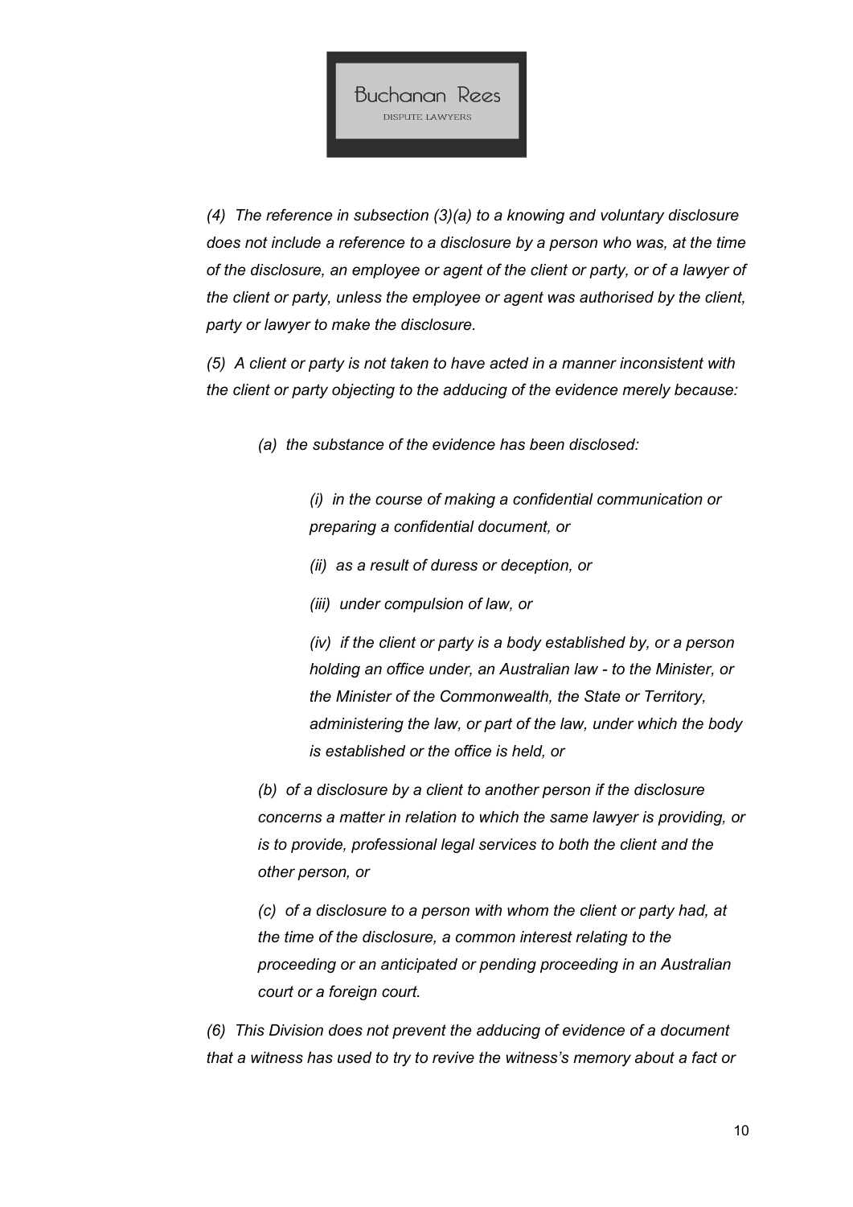*(4) The reference in subsection (3)(a) to a knowing and voluntary disclosure does not include a reference to a disclosure by a person who was, at the time of the disclosure, an employee or agent of the client or party, or of a lawyer of the client or party, unless the employee or agent was authorised by the client, party or lawyer to make the disclosure.*

*(5) A client or party is not taken to have acted in a manner inconsistent with the client or party objecting to the adducing of the evidence merely because:*

> *(a) the substance of the evidence has been disclosed:*
>
> > *(i) in the course of making a confidential communication or preparing a confidential document, or*
> >
> > *(ii) as a result of duress or deception, or*
> >
> > *(iii) under compulsion of law, or*
> >
> > *(iv) if the client or party is a body established by, or a person holding an office under, an Australian law - to the Minister, or the Minister of the Commonwealth, the State or Territory, administering the law, or part of the law, under which the body is established or the office is held, or*
>
> *(b) of a disclosure by a client to another person if the disclosure concerns a matter in relation to which the same lawyer is providing, or is to provide, professional legal services to both the client and the other person, or*
>
> *(c) of a disclosure to a person with whom the client or party had, at the time of the disclosure, a common interest relating to the proceeding or an anticipated or pending proceeding in an Australian court or a foreign court.*

*(6) This Division does not prevent the adducing of evidence of a document that a witness has used to try to revive the witness's memory about a fact or*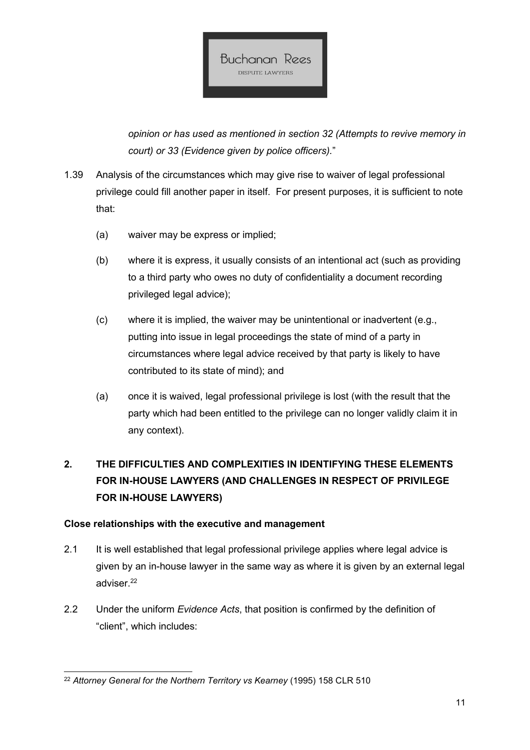*opinion or has used as mentioned in section 32 (Attempts to revive memory in court) or 33 (Evidence given by police officers).*"

1.39 Analysis of the circumstances which may give rise to waiver of legal professional privilege could fill another paper in itself. For present purposes, it is sufficient to note that:

(a) waiver may be express or implied;

(b) where it is express, it usually consists of an intentional act (such as providing to a third party who owes no duty of confidentiality a document recording privileged legal advice);

(c) where it is implied, the waiver may be unintentional or inadvertent (e.g., putting into issue in legal proceedings the state of mind of a party in circumstances where legal advice received by that party is likely to have contributed to its state of mind); and

(a) once it is waived, legal professional privilege is lost (with the result that the party which had been entitled to the privilege can no longer validly claim it in any context).

## 2. THE DIFFICULTIES AND COMPLEXITIES IN IDENTIFYING THESE ELEMENTS FOR IN-HOUSE LAWYERS (AND CHALLENGES IN RESPECT OF PRIVILEGE FOR IN-HOUSE LAWYERS)

### Close relationships with the executive and management

2.1 It is well established that legal professional privilege applies where legal advice is given by an in-house lawyer in the same way as where it is given by an external legal adviser.[22]

2.2 Under the uniform *Evidence Acts*, that position is confirmed by the definition of "client", which includes:

---

[22] *Attorney General for the Northern Territory vs Kearney* (1995) 158 CLR 510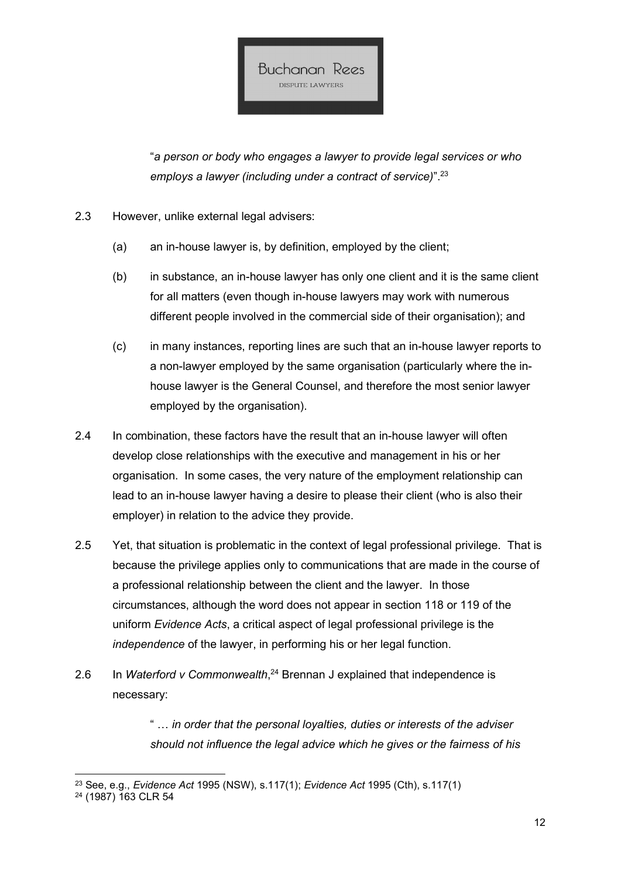"*a person or body who engages a lawyer to provide legal services or who employs a lawyer (including under a contract of service)*".[23]

2.3 However, unlike external legal advisers:

(a) an in-house lawyer is, by definition, employed by the client;

(b) in substance, an in-house lawyer has only one client and it is the same client for all matters (even though in-house lawyers may work with numerous different people involved in the commercial side of their organisation); and

(c) in many instances, reporting lines are such that an in-house lawyer reports to a non-lawyer employed by the same organisation (particularly where the in-house lawyer is the General Counsel, and therefore the most senior lawyer employed by the organisation).

2.4 In combination, these factors have the result that an in-house lawyer will often develop close relationships with the executive and management in his or her organisation. In some cases, the very nature of the employment relationship can lead to an in-house lawyer having a desire to please their client (who is also their employer) in relation to the advice they provide.

2.5 Yet, that situation is problematic in the context of legal professional privilege. That is because the privilege applies only to communications that are made in the course of a professional relationship between the client and the lawyer. In those circumstances, although the word does not appear in section 118 or 119 of the uniform *Evidence Acts*, a critical aspect of legal professional privilege is the *independence* of the lawyer, in performing his or her legal function.

2.6 In *Waterford v Commonwealth*,[24] Brennan J explained that independence is necessary:

> " … *in order that the personal loyalties, duties or interests of the adviser should not influence the legal advice which he gives or the fairness of his*

---

[23] See, e.g., *Evidence Act* 1995 (NSW), s.117(1); *Evidence Act* 1995 (Cth), s.117(1)

[24] (1987) 163 CLR 54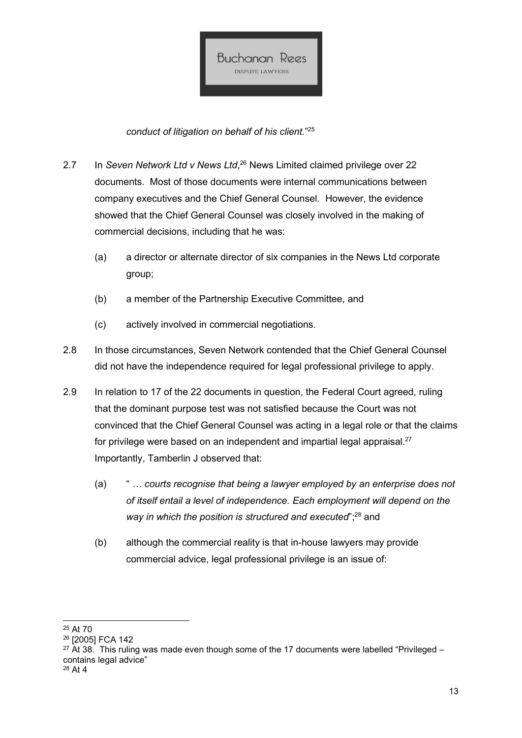*conduct of litigation on behalf of his client.*"[25]

2.7 In *Seven Network Ltd v News Ltd*,[26] News Limited claimed privilege over 22 documents. Most of those documents were internal communications between company executives and the Chief General Counsel. However, the evidence showed that the Chief General Counsel was closely involved in the making of commercial decisions, including that he was:

(a) a director or alternate director of six companies in the News Ltd corporate group;

(b) a member of the Partnership Executive Committee, and

(c) actively involved in commercial negotiations.

2.8 In those circumstances, Seven Network contended that the Chief General Counsel did not have the independence required for legal professional privilege to apply.

2.9 In relation to 17 of the 22 documents in question, the Federal Court agreed, ruling that the dominant purpose test was not satisfied because the Court was not convinced that the Chief General Counsel was acting in a legal role or that the claims for privilege were based on an independent and impartial legal appraisal.[27] Importantly, Tamberlin J observed that:

(a) " *… courts recognise that being a lawyer employed by an enterprise does not of itself entail a level of independence. Each employment will depend on the way in which the position is structured and executed*";[28] and

(b) although the commercial reality is that in-house lawyers may provide commercial advice, legal professional privilege is an issue of:

---

[25] At 70

[26] [2005] FCA 142

[27] At 38. This ruling was made even though some of the 17 documents were labelled "Privileged – contains legal advice"

[28] At 4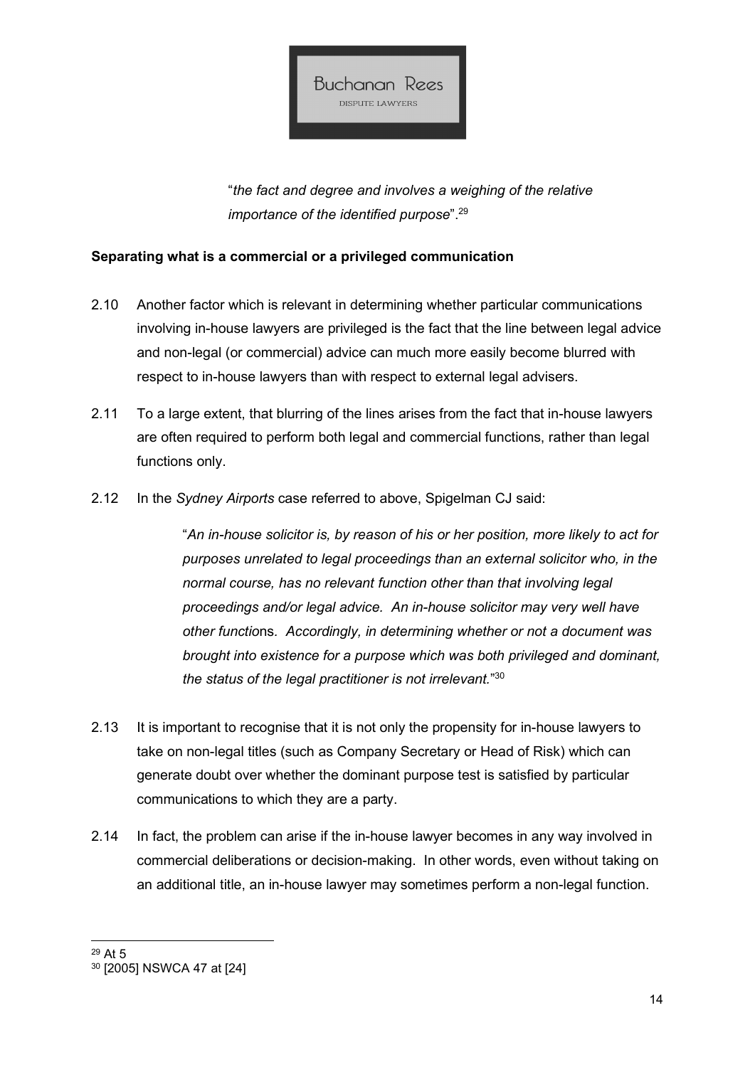"*the fact and degree and involves a weighing of the relative importance of the identified purpose*".[29]

**Separating what is a commercial or a privileged communication**

2.10 Another factor which is relevant in determining whether particular communications involving in-house lawyers are privileged is the fact that the line between legal advice and non-legal (or commercial) advice can much more easily become blurred with respect to in-house lawyers than with respect to external legal advisers.

2.11 To a large extent, that blurring of the lines arises from the fact that in-house lawyers are often required to perform both legal and commercial functions, rather than legal functions only.

2.12 In the *Sydney Airports* case referred to above, Spigelman CJ said:

> "*An in-house solicitor is, by reason of his or her position, more likely to act for purposes unrelated to legal proceedings than an external solicitor who, in the normal course, has no relevant function other than that involving legal proceedings and/or legal advice. An in-house solicitor may very well have other functions. Accordingly, in determining whether or not a document was brought into existence for a purpose which was both privileged and dominant, the status of the legal practitioner is not irrelevant.*"[30]

2.13 It is important to recognise that it is not only the propensity for in-house lawyers to take on non-legal titles (such as Company Secretary or Head of Risk) which can generate doubt over whether the dominant purpose test is satisfied by particular communications to which they are a party.

2.14 In fact, the problem can arise if the in-house lawyer becomes in any way involved in commercial deliberations or decision-making. In other words, even without taking on an additional title, an in-house lawyer may sometimes perform a non-legal function.

---

[29] At 5

[30] [2005] NSWCA 47 at [24]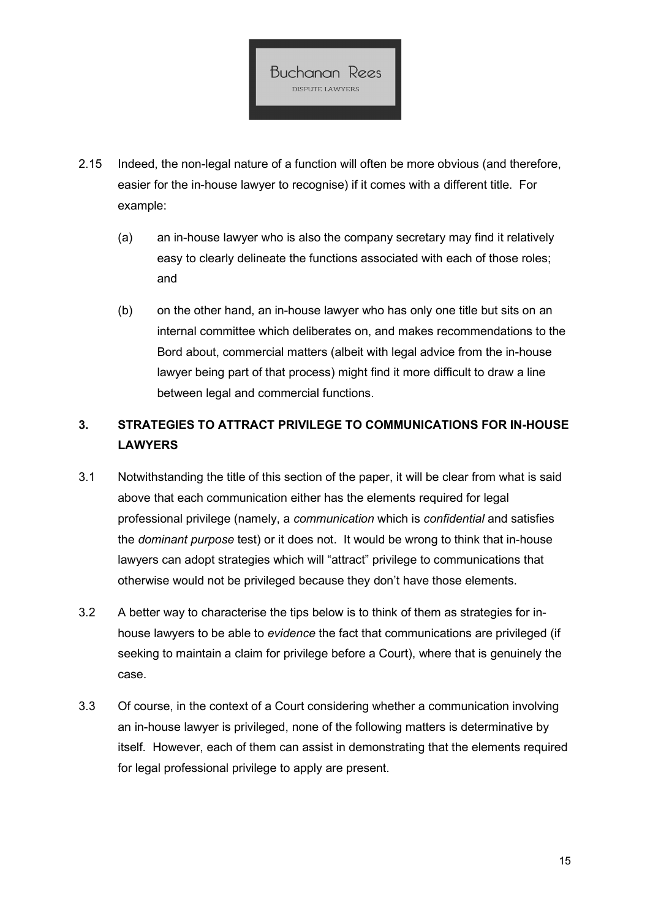2.15 Indeed, the non-legal nature of a function will often be more obvious (and therefore, easier for the in-house lawyer to recognise) if it comes with a different title. For example:

(a) an in-house lawyer who is also the company secretary may find it relatively easy to clearly delineate the functions associated with each of those roles; and

(b) on the other hand, an in-house lawyer who has only one title but sits on an internal committee which deliberates on, and makes recommendations to the Bord about, commercial matters (albeit with legal advice from the in-house lawyer being part of that process) might find it more difficult to draw a line between legal and commercial functions.

## 3. STRATEGIES TO ATTRACT PRIVILEGE TO COMMUNICATIONS FOR IN-HOUSE LAWYERS

3.1 Notwithstanding the title of this section of the paper, it will be clear from what is said above that each communication either has the elements required for legal professional privilege (namely, a *communication* which is *confidential* and satisfies the *dominant purpose* test) or it does not. It would be wrong to think that in-house lawyers can adopt strategies which will "attract" privilege to communications that otherwise would not be privileged because they don't have those elements.

3.2 A better way to characterise the tips below is to think of them as strategies for in-house lawyers to be able to *evidence* the fact that communications are privileged (if seeking to maintain a claim for privilege before a Court), where that is genuinely the case.

3.3 Of course, in the context of a Court considering whether a communication involving an in-house lawyer is privileged, none of the following matters is determinative by itself. However, each of them can assist in demonstrating that the elements required for legal professional privilege to apply are present.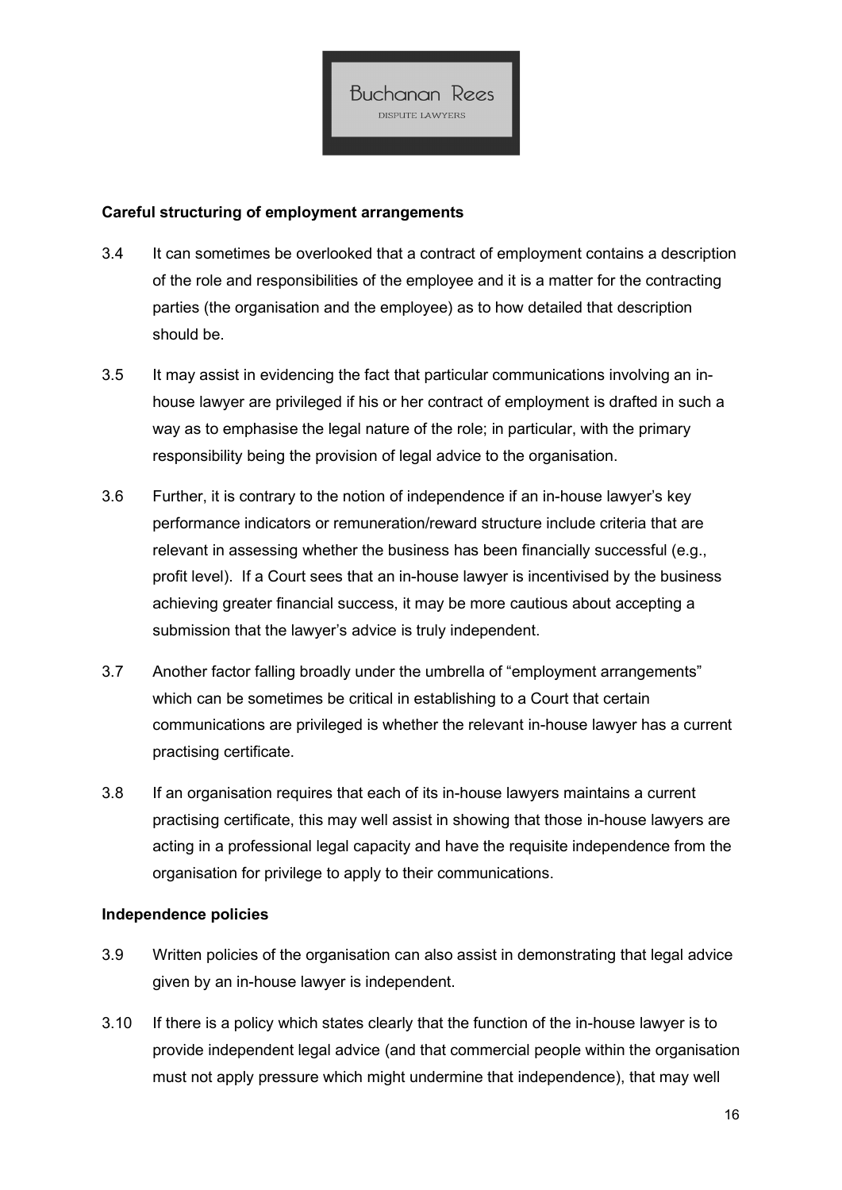**Careful structuring of employment arrangements**

3.4 It can sometimes be overlooked that a contract of employment contains a description of the role and responsibilities of the employee and it is a matter for the contracting parties (the organisation and the employee) as to how detailed that description should be.

3.5 It may assist in evidencing the fact that particular communications involving an in-house lawyer are privileged if his or her contract of employment is drafted in such a way as to emphasise the legal nature of the role; in particular, with the primary responsibility being the provision of legal advice to the organisation.

3.6 Further, it is contrary to the notion of independence if an in-house lawyer's key performance indicators or remuneration/reward structure include criteria that are relevant in assessing whether the business has been financially successful (e.g., profit level). If a Court sees that an in-house lawyer is incentivised by the business achieving greater financial success, it may be more cautious about accepting a submission that the lawyer's advice is truly independent.

3.7 Another factor falling broadly under the umbrella of "employment arrangements" which can be sometimes be critical in establishing to a Court that certain communications are privileged is whether the relevant in-house lawyer has a current practising certificate.

3.8 If an organisation requires that each of its in-house lawyers maintains a current practising certificate, this may well assist in showing that those in-house lawyers are acting in a professional legal capacity and have the requisite independence from the organisation for privilege to apply to their communications.

**Independence policies**

3.9 Written policies of the organisation can also assist in demonstrating that legal advice given by an in-house lawyer is independent.

3.10 If there is a policy which states clearly that the function of the in-house lawyer is to provide independent legal advice (and that commercial people within the organisation must not apply pressure which might undermine that independence), that may well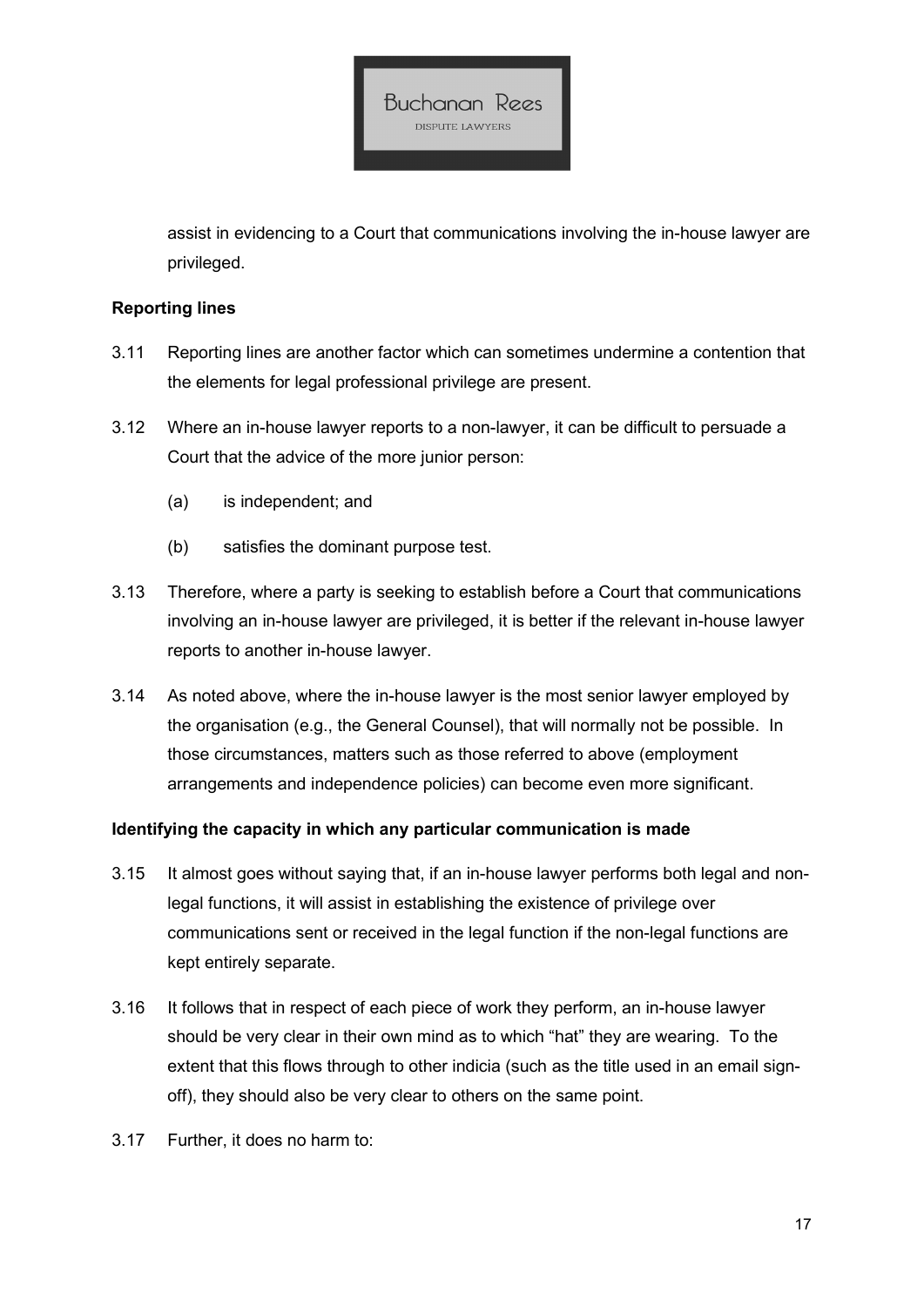assist in evidencing to a Court that communications involving the in-house lawyer are privileged.

**Reporting lines**

3.11 Reporting lines are another factor which can sometimes undermine a contention that the elements for legal professional privilege are present.

3.12 Where an in-house lawyer reports to a non-lawyer, it can be difficult to persuade a Court that the advice of the more junior person:

(a) is independent; and

(b) satisfies the dominant purpose test.

3.13 Therefore, where a party is seeking to establish before a Court that communications involving an in-house lawyer are privileged, it is better if the relevant in-house lawyer reports to another in-house lawyer.

3.14 As noted above, where the in-house lawyer is the most senior lawyer employed by the organisation (e.g., the General Counsel), that will normally not be possible. In those circumstances, matters such as those referred to above (employment arrangements and independence policies) can become even more significant.

**Identifying the capacity in which any particular communication is made**

3.15 It almost goes without saying that, if an in-house lawyer performs both legal and non-legal functions, it will assist in establishing the existence of privilege over communications sent or received in the legal function if the non-legal functions are kept entirely separate.

3.16 It follows that in respect of each piece of work they perform, an in-house lawyer should be very clear in their own mind as to which "hat" they are wearing. To the extent that this flows through to other indicia (such as the title used in an email sign-off), they should also be very clear to others on the same point.

3.17 Further, it does no harm to: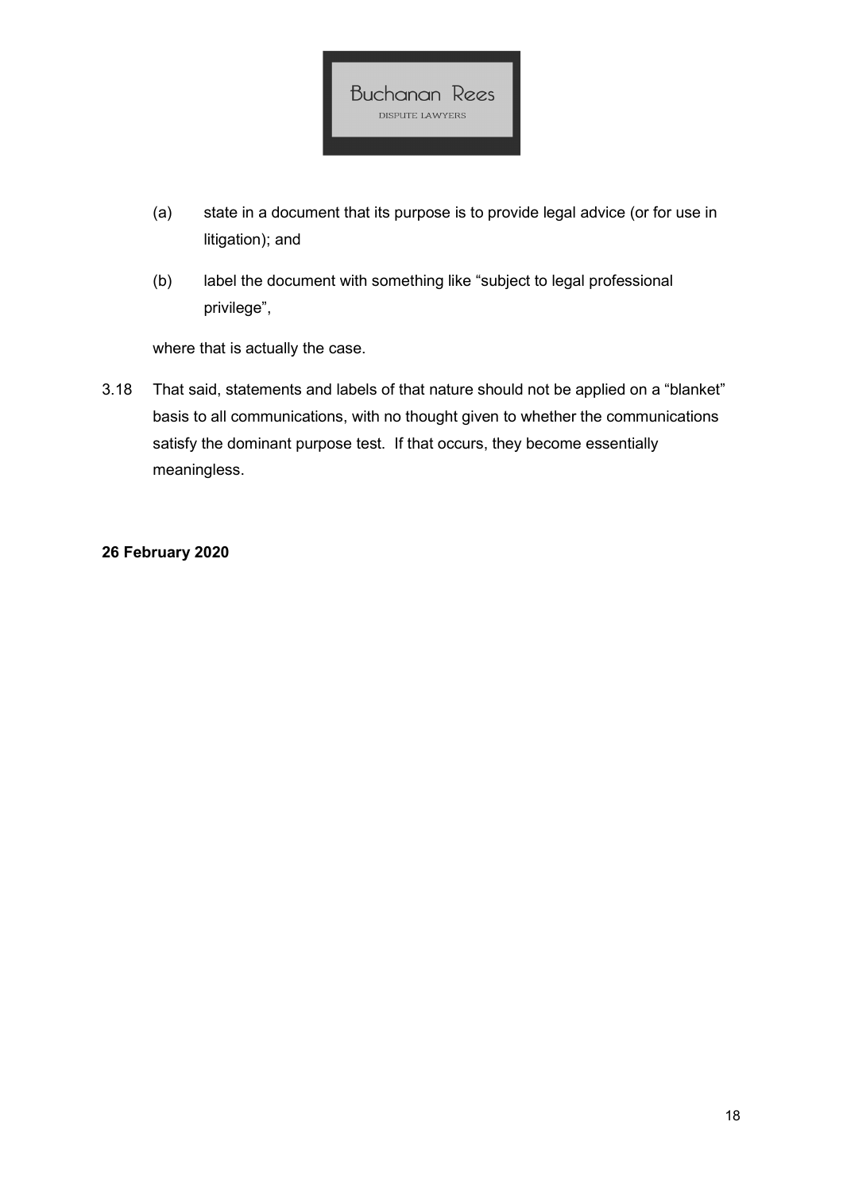(a) state in a document that its purpose is to provide legal advice (or for use in litigation); and

(b) label the document with something like "subject to legal professional privilege",

where that is actually the case.

3.18 That said, statements and labels of that nature should not be applied on a "blanket" basis to all communications, with no thought given to whether the communications satisfy the dominant purpose test. If that occurs, they become essentially meaningless.

**26 February 2020**